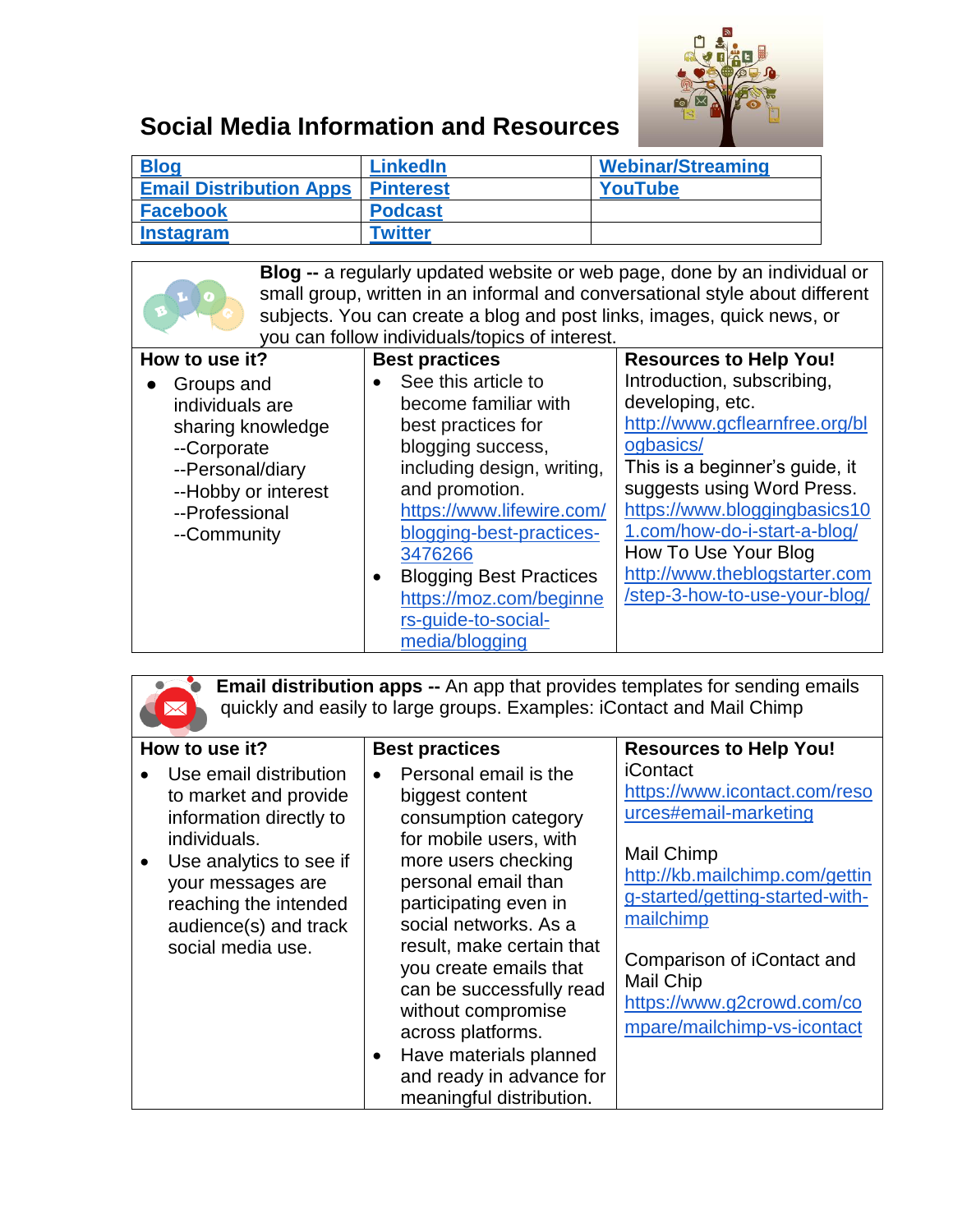# Social Media Information and Resources

| Blog | LinkedIn | Webinar/Streaming |
|---|---|---|
| Email Distribution Apps | Pinterest | YouTube |
| Facebook | Podcast | |
| Instagram | Twitter | |

**Blog --** a regularly updated website or web page, done by an individual or small group, written in an informal and conversational style about different subjects. You can create a blog and post links, images, quick news, or you can follow individuals/topics of interest.

| How to use it? | Best practices | Resources to Help You! |
|---|---|---|
| • Groups and individuals are sharing knowledge<br>--Corporate<br>--Personal/diary<br>--Hobby or interest<br>--Professional<br>--Community | • See this article to become familiar with best practices for blogging success, including design, writing, and promotion. https://www.lifewire.com/blogging-best-practices-3476266<br>• Blogging Best Practices https://moz.com/beginners-guide-to-social-media/blogging | Introduction, subscribing, developing, etc. http://www.gcflearnfree.org/blogbasics/<br>This is a beginner's guide, it suggests using Word Press. https://www.bloggingbasics101.com/how-do-i-start-a-blog/<br>How To Use Your Blog http://www.theblogstarter.com/step-3-how-to-use-your-blog/ |

**Email distribution apps --** An app that provides templates for sending emails quickly and easily to large groups. Examples: iContact and Mail Chimp

| How to use it? | Best practices | Resources to Help You! |
|---|---|---|
| • Use email distribution to market and provide information directly to individuals.<br>• Use analytics to see if your messages are reaching the intended audience(s) and track social media use. | • Personal email is the biggest content consumption category for mobile users, with more users checking personal email than participating even in social networks. As a result, make certain that you create emails that can be successfully read without compromise across platforms.<br>• Have materials planned and ready in advance for meaningful distribution. | iContact<br>https://www.icontact.com/resources#email-marketing<br><br>Mail Chimp<br>http://kb.mailchimp.com/getting-started/getting-started-with-mailchimp<br><br>Comparison of iContact and Mail Chip<br>https://www.g2crowd.com/compare/mailchimp-vs-icontact |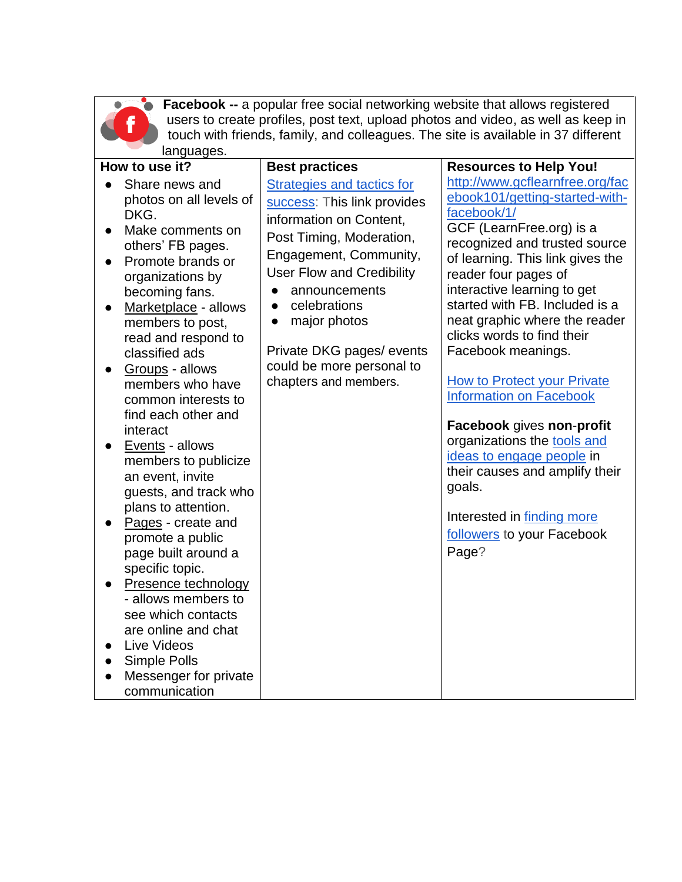**Facebook --** a popular free social networking website that allows registered users to create profiles, post text, upload photos and video, as well as keep in touch with friends, family, and colleagues. The site is available in 37 different languages.

| How to use it? | Best practices | Resources to Help You! |
|---|---|---|
| • Share news and photos on all levels of DKG.<br>• Make comments on others' FB pages.<br>• Promote brands or organizations by becoming fans.<br>• Marketplace - allows members to post, read and respond to classified ads<br>• Groups - allows members who have common interests to find each other and interact<br>• Events - allows members to publicize an event, invite guests, and track who plans to attention.<br>• Pages - create and promote a public page built around a specific topic.<br>• Presence technology - allows members to see which contacts are online and chat<br>• Live Videos<br>• Simple Polls<br>• Messenger for private communication | Strategies and tactics for success: This link provides information on Content, Post Timing, Moderation, Engagement, Community, User Flow and Credibility<br>• announcements<br>• celebrations<br>• major photos<br><br>Private DKG pages/ events could be more personal to chapters and members. | http://www.gcflearnfree.org/facebook101/getting-started-with-facebook/1/<br>GCF (LearnFree.org) is a recognized and trusted source of learning. This link gives the reader four pages of interactive learning to get started with FB. Included is a neat graphic where the reader clicks words to find their Facebook meanings.<br><br>How to Protect your Private Information on Facebook<br><br>**Facebook** gives **non-profit** organizations the tools and ideas to engage people in their causes and amplify their goals.<br><br>Interested in finding more followers to your Facebook Page? |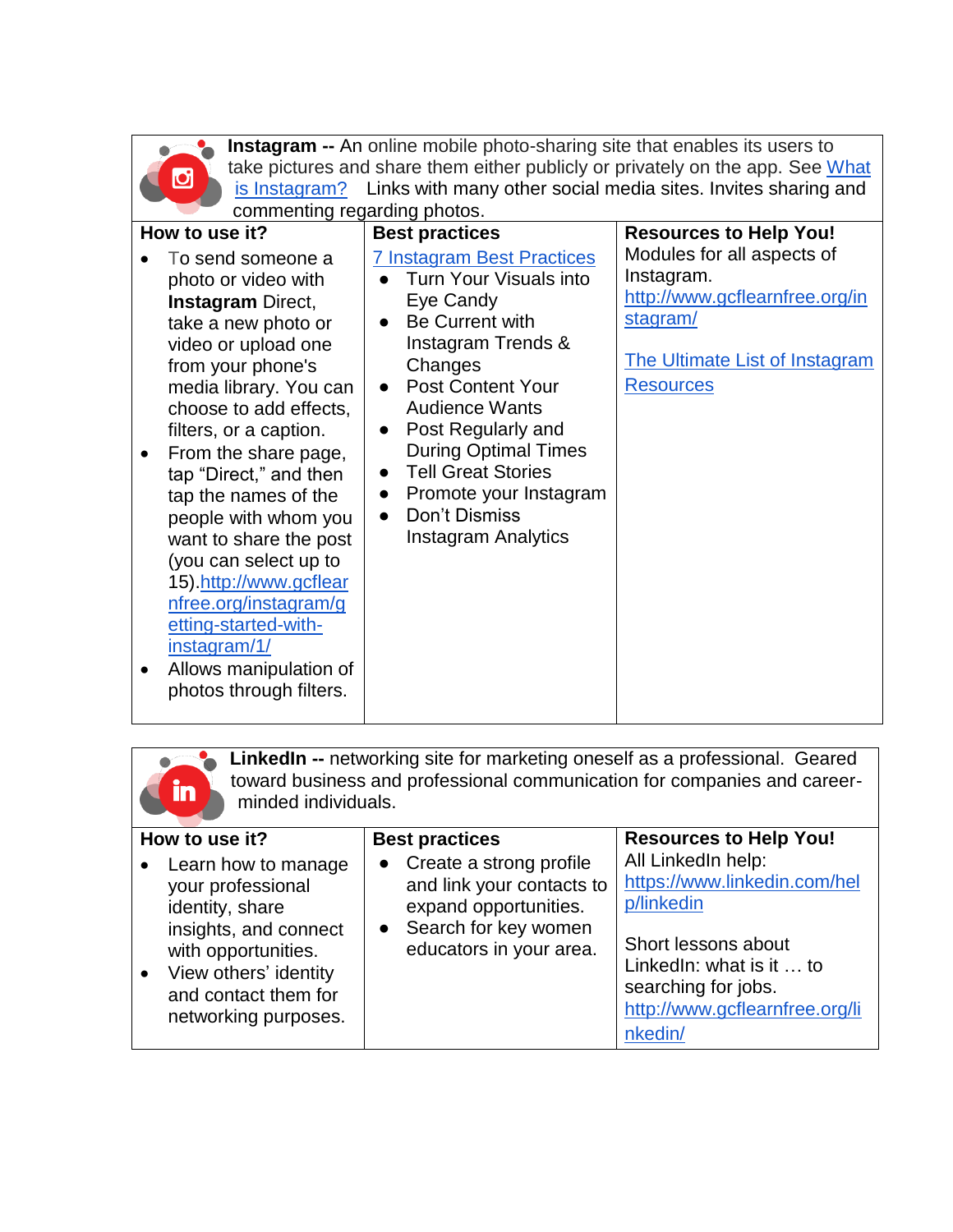**Instagram --** An online mobile photo-sharing site that enables its users to take pictures and share them either publicly or privately on the app. See What is Instagram? Links with many other social media sites. Invites sharing and commenting regarding photos.

| How to use it? | Best practices | Resources to Help You! |
| --- | --- | --- |
| • To send someone a photo or video with **Instagram** Direct, take a new photo or video or upload one from your phone's media library. You can choose to add effects, filters, or a caption.<br>• From the share page, tap "Direct," and then tap the names of the people with whom you want to share the post (you can select up to 15).http://www.gcflearnfree.org/instagram/getting-started-with-instagram/1/<br>• Allows manipulation of photos through filters. | 7 Instagram Best Practices<br>• Turn Your Visuals into Eye Candy<br>• Be Current with Instagram Trends & Changes<br>• Post Content Your Audience Wants<br>• Post Regularly and During Optimal Times<br>• Tell Great Stories<br>• Promote your Instagram<br>• Don't Dismiss Instagram Analytics | Modules for all aspects of Instagram.<br>http://www.gcflearnfree.org/instagram/<br><br>The Ultimate List of Instagram Resources |

**LinkedIn --** networking site for marketing oneself as a professional. Geared toward business and professional communication for companies and career-minded individuals.

| How to use it? | Best practices | Resources to Help You! |
| --- | --- | --- |
| • Learn how to manage your professional identity, share insights, and connect with opportunities.<br>• View others' identity and contact them for networking purposes. | • Create a strong profile and link your contacts to expand opportunities.<br>• Search for key women educators in your area. | All LinkedIn help:<br>https://www.linkedin.com/help/linkedin<br><br>Short lessons about LinkedIn: what is it … to searching for jobs.<br>http://www.gcflearnfree.org/linkedin/ |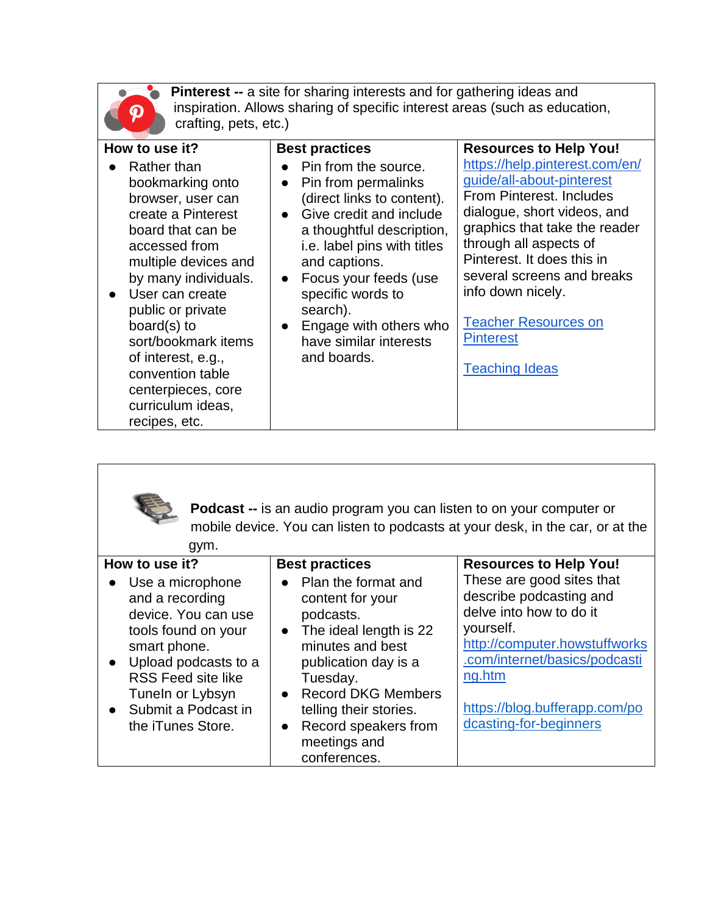**Pinterest --** a site for sharing interests and for gathering ideas and inspiration. Allows sharing of specific interest areas (such as education, crafting, pets, etc.)

| How to use it? | Best practices | Resources to Help You! |
|---|---|---|
| • Rather than bookmarking onto browser, user can create a Pinterest board that can be accessed from multiple devices and by many individuals.<br>• User can create public or private board(s) to sort/bookmark items of interest, e.g., convention table centerpieces, core curriculum ideas, recipes, etc. | • Pin from the source.<br>• Pin from permalinks (direct links to content).<br>• Give credit and include a thoughtful description, i.e. label pins with titles and captions.<br>• Focus your feeds (use specific words to search).<br>• Engage with others who have similar interests and boards. | https://help.pinterest.com/en/guide/all-about-pinterest From Pinterest. Includes dialogue, short videos, and graphics that take the reader through all aspects of Pinterest. It does this in several screens and breaks info down nicely.<br><br>Teacher Resources on Pinterest<br><br>Teaching Ideas |

**Podcast --** is an audio program you can listen to on your computer or mobile device. You can listen to podcasts at your desk, in the car, or at the gym.

| How to use it? | Best practices | Resources to Help You! |
|---|---|---|
| • Use a microphone and a recording device. You can use tools found on your smart phone.<br>• Upload podcasts to a RSS Feed site like TuneIn or Lybsyn<br>• Submit a Podcast in the iTunes Store. | • Plan the format and content for your podcasts.<br>• The ideal length is 22 minutes and best publication day is a Tuesday.<br>• Record DKG Members telling their stories.<br>• Record speakers from meetings and conferences. | These are good sites that describe podcasting and delve into how to do it yourself.<br>http://computer.howstuffworks.com/internet/basics/podcasting.htm<br><br>https://blog.bufferapp.com/podcasting-for-beginners |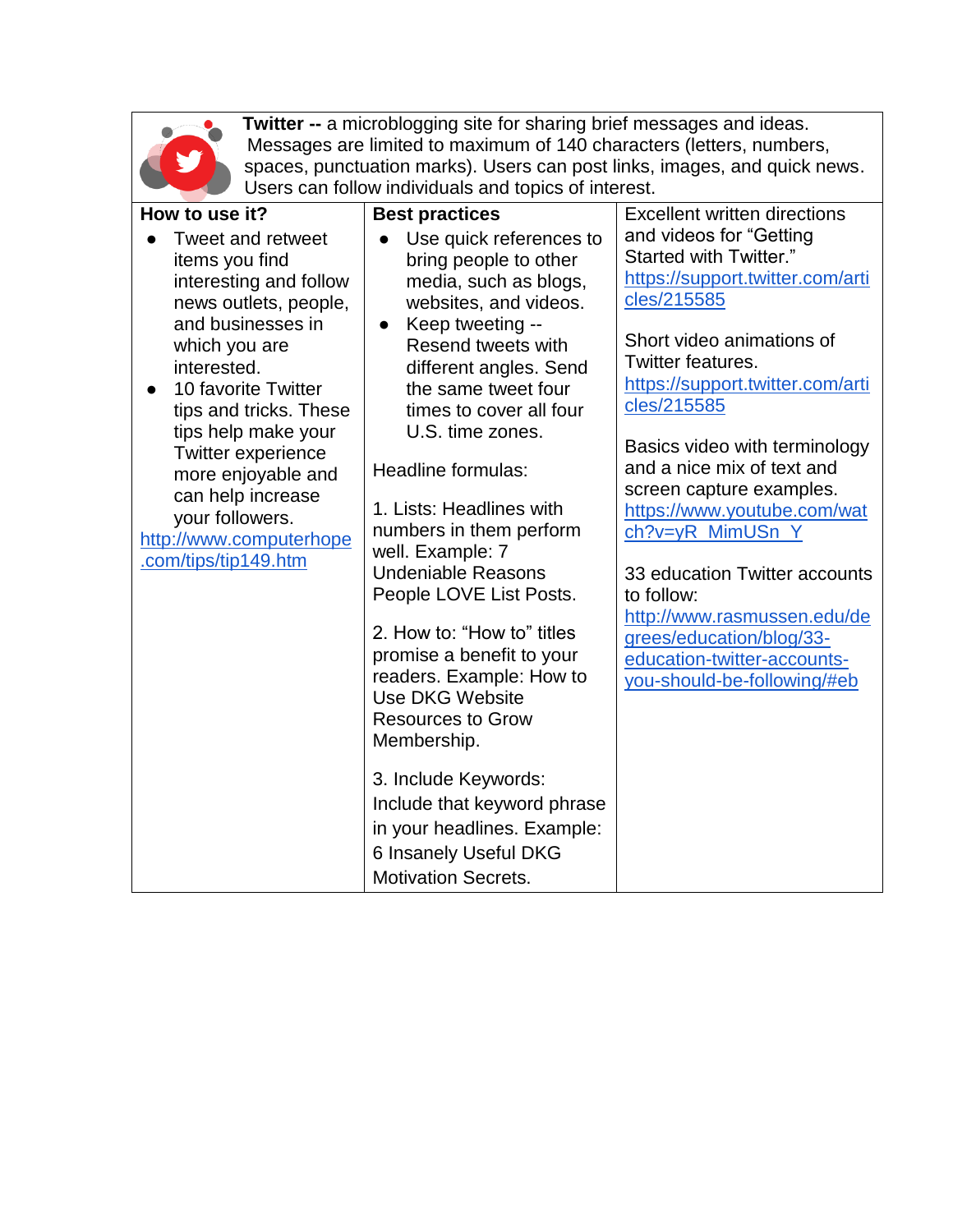**Twitter --** a microblogging site for sharing brief messages and ideas. Messages are limited to maximum of 140 characters (letters, numbers, spaces, punctuation marks). Users can post links, images, and quick news. Users can follow individuals and topics of interest.

| **How to use it?** | **Best practices** | |
|---|---|---|
| <ul><li>Tweet and retweet items you find interesting and follow news outlets, people, and businesses in which you are interested.</li><li>10 favorite Twitter tips and tricks. These tips help make your Twitter experience more enjoyable and can help increase your followers.</li></ul>http://www.computerhope.com/tips/tip149.htm | <ul><li>Use quick references to bring people to other media, such as blogs, websites, and videos.</li><li>Keep tweeting -- Resend tweets with different angles. Send the same tweet four times to cover all four U.S. time zones.</li></ul>Headline formulas:<br><br>1. Lists: Headlines with numbers in them perform well. Example: 7 Undeniable Reasons People LOVE List Posts.<br><br>2. How to: "How to" titles promise a benefit to your readers. Example: How to Use DKG Website Resources to Grow Membership.<br><br>3. Include Keywords: Include that keyword phrase in your headlines. Example: 6 Insanely Useful DKG Motivation Secrets. | Excellent written directions and videos for "Getting Started with Twitter." https://support.twitter.com/articles/215585<br><br>Short video animations of Twitter features. https://support.twitter.com/articles/215585<br><br>Basics video with terminology and a nice mix of text and screen capture examples. https://www.youtube.com/watch?v=yR_MimUSn_Y<br><br>33 education Twitter accounts to follow: http://www.rasmussen.edu/degrees/education/blog/33-education-twitter-accounts-you-should-be-following/#eb |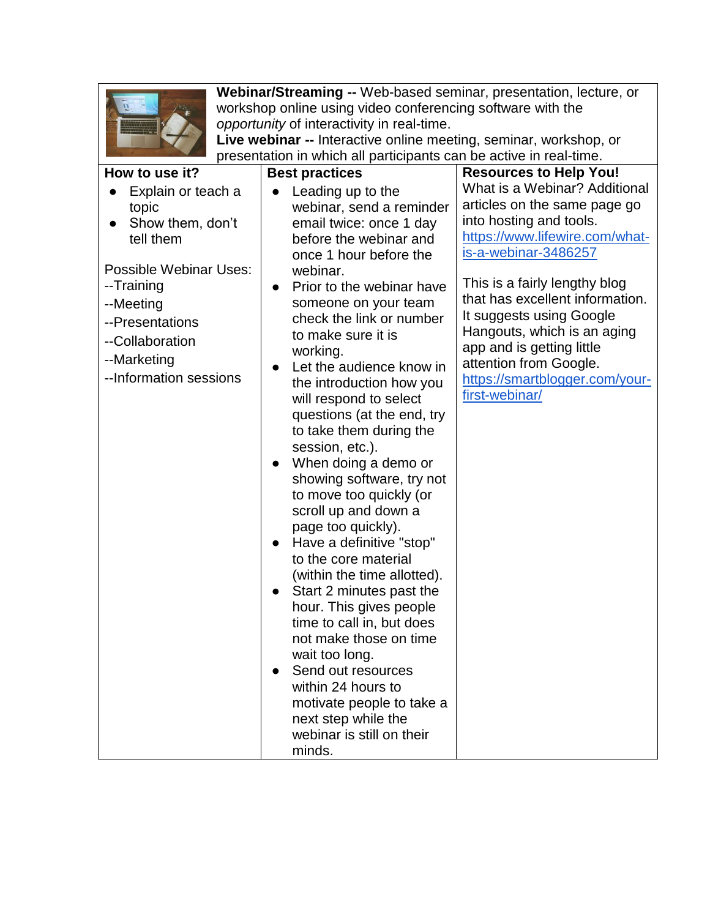**Webinar/Streaming --** Web-based seminar, presentation, lecture, or workshop online using video conferencing software with the *opportunity* of interactivity in real-time.

**Live webinar --** Interactive online meeting, seminar, workshop, or presentation in which all participants can be active in real-time.

| **How to use it?** | **Best practices** | **Resources to Help You!** |
|---|---|---|
| • Explain or teach a topic<br>• Show them, don't tell them<br><br>Possible Webinar Uses:<br>--Training<br>--Meeting<br>--Presentations<br>--Collaboration<br>--Marketing<br>--Information sessions | • Leading up to the webinar, send a reminder email twice: once 1 day before the webinar and once 1 hour before the webinar.<br>• Prior to the webinar have someone on your team check the link or number to make sure it is working.<br>• Let the audience know in the introduction how you will respond to select questions (at the end, try to take them during the session, etc.).<br>• When doing a demo or showing software, try not to move too quickly (or scroll up and down a page too quickly).<br>• Have a definitive "stop" to the core material (within the time allotted).<br>• Start 2 minutes past the hour. This gives people time to call in, but does not make those on time wait too long.<br>• Send out resources within 24 hours to motivate people to take a next step while the webinar is still on their minds. | What is a Webinar? Additional articles on the same page go into hosting and tools.<br>https://www.lifewire.com/what-is-a-webinar-3486257<br><br>This is a fairly lengthy blog that has excellent information. It suggests using Google Hangouts, which is an aging app and is getting little attention from Google.<br>https://smartblogger.com/your-first-webinar/ |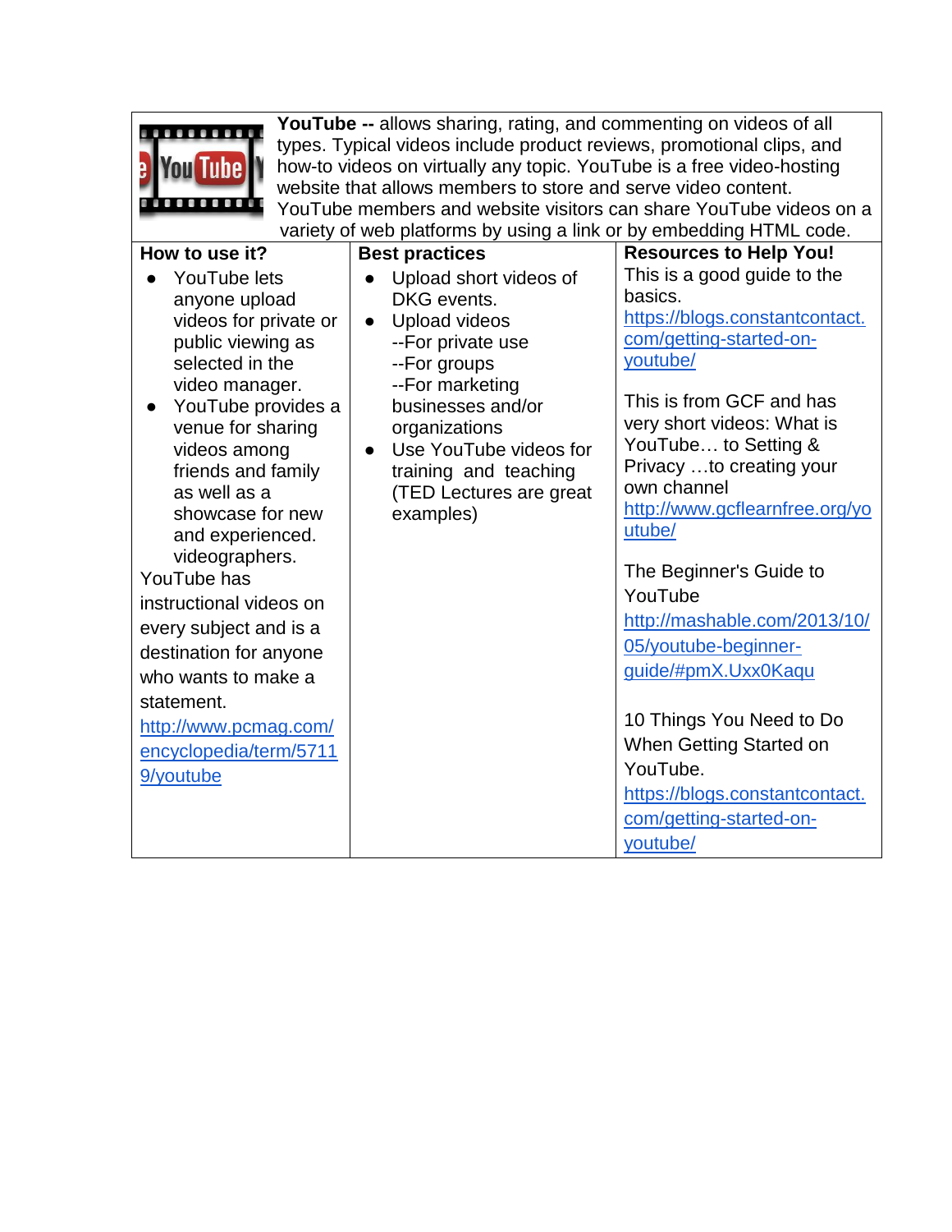**YouTube --** allows sharing, rating, and commenting on videos of all types. Typical videos include product reviews, promotional clips, and how-to videos on virtually any topic. YouTube is a free video-hosting website that allows members to store and serve video content. YouTube members and website visitors can share YouTube videos on a variety of web platforms by using a link or by embedding HTML code.

| How to use it? | Best practices | Resources to Help You! |
|---|---|---|
| • YouTube lets anyone upload videos for private or public viewing as selected in the video manager.<br>• YouTube provides a venue for sharing videos among friends and family as well as a showcase for new and experienced. videographers.<br>YouTube has instructional videos on every subject and is a destination for anyone who wants to make a statement.<br>http://www.pcmag.com/encyclopedia/term/57119/youtube | • Upload short videos of DKG events.<br>• Upload videos<br>--For private use<br>--For groups<br>--For marketing businesses and/or organizations<br>• Use YouTube videos for training and teaching (TED Lectures are great examples) | This is a good guide to the basics.<br>https://blogs.constantcontact.com/getting-started-on-youtube/<br><br>This is from GCF and has very short videos: What is YouTube… to Setting & Privacy …to creating your own channel<br>http://www.gcflearnfree.org/youtube/<br><br>The Beginner's Guide to YouTube<br>http://mashable.com/2013/10/05/youtube-beginner-guide/#pmX.Uxx0Kaqu<br><br>10 Things You Need to Do When Getting Started on YouTube.<br>https://blogs.constantcontact.com/getting-started-on-youtube/ |